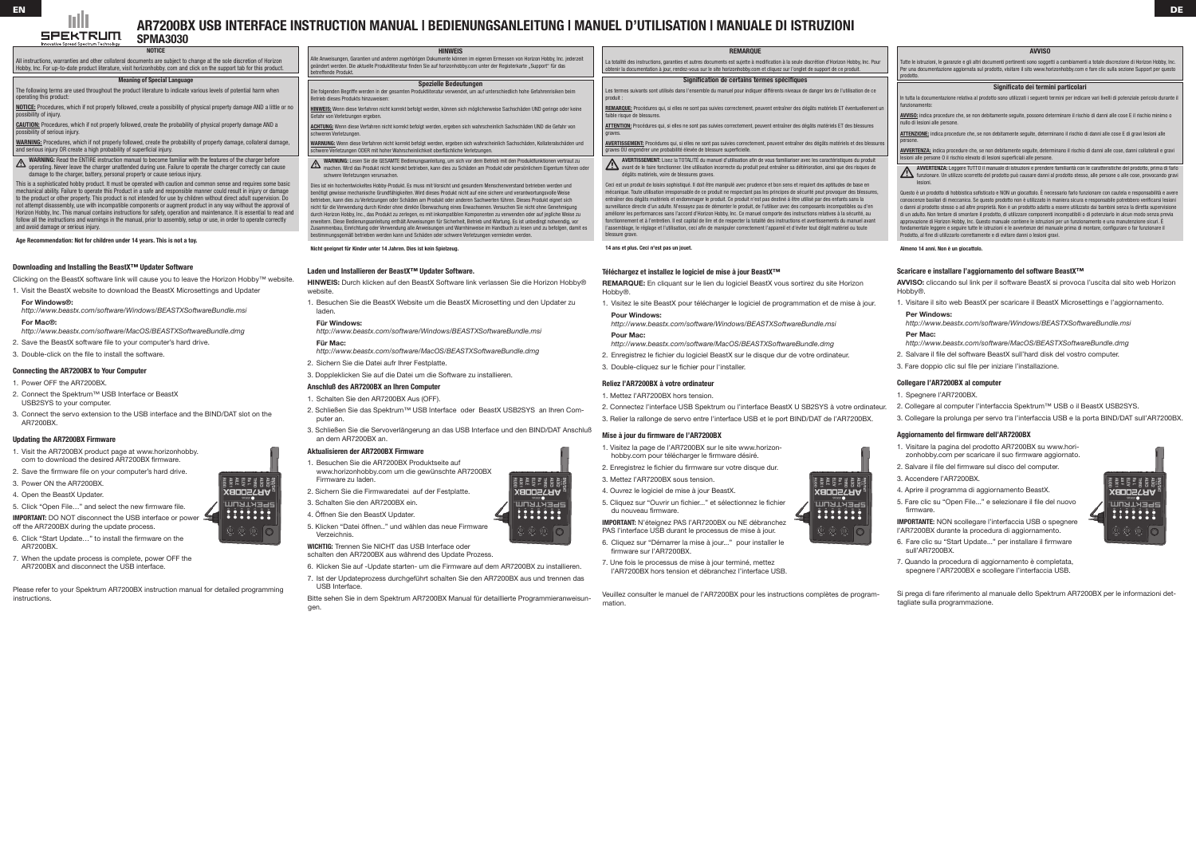# AR7200BX USB INTERFACE INSTRUCTION MANUAL | BEDIENUNGSANLEITUNG | MANUEL D'UTILISATION | MANUALE DI ISTRUZIONI

## SPMA3030

### NOTICE

All instructions, warranties and other collateral documents are subject to change at the sole discretion of Horizon Hobby, Inc. For up-to-date product literature, visit horizonhobby. com and click on the support tab for this product.

### Meaning of Special Language

The following terms are used throughout the product literature to indicate various levels of potential harm when operating this product:

**NOTICE:** Procedures, which if not properly followed, create a possibility of physical property damage AND a little or no possibility of injury.

**CAUTION:** Procedures, which if not properly followed, create the probability of physical property damage AND a possibility of serious injury.

**WARNING:** Procedures, which if not properly followed, create the probability of property damage, collateral damage, and serious injury OR create a high probability of superficial injury.

**WARNING:** Read the ENTIRE instruction manual to become familiar with the features of the charger before operating. Never leave the charger unattended during use. Failure to operate the charger correctly can cause damage to the charger, battery, personal property or cause serious injury.

This is a sophisticated hobby product. It must be operated with caution and common sense and requires some basic mechanical ability. Failure to operate this Product in a safe and responsible manner could result in injury or damage to the product or other property. This product is not intended for use by children without direct adult supervision. Do not attempt disassembly, use with incompatible components or augment product in any way without the approval of Horizon Hobby, Inc. This manual contains instructions for safety, operation and maintenance. It is essential to read and follow all the instructions and warnings in the manual, prior to assembly, setup or use, in order to operate correctly and avoid damage or serious injury.

**Age Recommendation: Not for children under 14 years. This is not a toy.**

### Downloading and Installing the BeastX™ Updater Software

Clicking on the BeastX software link will cause you to leave the Horizon Hobby™ website.

1. Visit the BeastX website to download the BeastX Microsettings and Updater

   **For Windows®:**
   *http://www.beastx.com/software/Windows/BEASTXSoftwareBundle.msi*

   **For Mac®:**
   *http://www.beastx.com/software/MacOS/BEASTXSoftwareBundle.dmg*

2. Save the BeastX software file to your computer's hard drive.
3. Double-click on the file to install the software.

### Connecting the AR7200BX to Your Computer

1. Power OFF the AR7200BX.
2. Connect the Spektrum™ USB Interface or BeastX USB2SYS to your computer.
3. Connect the servo extension to the USB interface and the BIND/DAT slot on the AR7200BX.

### Updating the AR7200BX Firmware

1. Visit the AR7200BX product page at www.horizonhobby. com to download the desired AR7200BX firmware.
2. Save the firmware file on your computer's hard drive.
3. Power ON the AR7200BX.
4. Open the BeastX Updater.
5. Click "Open File…" and select the new firmware file.

**IMPORTANT:** DO NOT disconnect the USB interface or power off the AR7200BX during the update process.

6. Click "Start Update…" to install the firmware on the AR7200BX.
7. When the update process is complete, power OFF the AR7200BX and disconnect the USB interface.

Please refer to your Spektrum AR7200BX instruction manual for detailed programming instructions.

### HINWEIS

Alle Anweisungen, Garantien und anderen zugehörigen Dokumente können im eigenen Ermessen von Horizon Hobby, Inc. jederzeit geändert werden. Die aktuelle Produktliteratur finden Sie auf horizonhobby.com unter der Registerkarte „Support" für das betreffende Produkt.

### Spezielle Bedeutungen

Die folgenden Begriffe werden in der gesamten Produktliteratur verwendet, um auf unterschiedlich hohe Gefahrenrisiken beim Betrieb dieses Produkts hinzuweisen:

**HINWEIS:** Wenn diese Verfahren nicht korrekt befolgt werden, können sich möglicherweise Sachschäden UND geringe oder keine Gefahr von Verletzungen ergeben.

**ACHTUNG:** Wenn diese Verfahren nicht korrekt befolgt werden, ergeben sich wahrscheinlich Sachschäden UND die Gefahr von schweren Verletzungen.

**WARNUNG:** Wenn diese Verfahren nicht korrekt befolgt werden, ergeben sich wahrscheinlich Sachschäden, Kollateralschäden und schwere Verletzungen ODER mit hoher Wahrscheinlichkeit oberflächliche Verletzungen.

**WARNUNG:** Lesen Sie die GESAMTE Bedienungsanleitung, um sich vor dem Betrieb mit den Produktfunktionen vertraut zu machen. Wird das Produkt nicht korrekt betrieben, kann dies zu Schäden am Produkt oder persönlichem Eigentum führen oder schwere Verletzungen verursachen.

Dies ist ein hochentwickeltes Hobby-Produkt. Es muss mit Vorsicht und gesundem Menschenverstand betrieben werden und benötigt gewisse mechanische Grundfähigkeiten. Wird dieses Produkt nicht auf eine sichere und verantwortungsvolle Weise betrieben, kann dies zu Verletzungen oder Schäden am Produkt oder anderen Sachwerten führen. Dieses Produkt eignet sich nicht für die Verwendung durch Kinder ohne direkte Überwachung eines Erwachsenen. Versuchen Sie nicht ohne Genehmigung durch Horizon Hobby, Inc., das Produkt zu zerlegen, es mit inkompatiblen Komponenten zu verwenden oder auf jegliche Weise zu erweitern. Diese Bedienungsanleitung enthält Anweisungen für Sicherheit, Betrieb und Wartung. Es ist unbedingt notwendig, vor Zusammenbau, Einrichtung oder Verwendung alle Anweisungen und Warnhinweise im Handbuch zu lesen und zu befolgen, damit es bestimmungsgemäß betrieben werden kann und Schäden oder schwere Verletzungen vermieden werden.

**Nicht geeignet für Kinder unter 14 Jahren. Dies ist kein Spielzeug.**

### Laden und Installieren der BeastX™ Updater Software.

**HINWEIS:** Durch klicken auf den BeastX Software link verlassen Sie die Horizon Hobby® website.

1. Besuchen Sie die BeastX Website um die BeastX Microsetting und den Updater zu laden.

   **Für Windows:**
   *http://www.beastx.com/software/Windows/BEASTXSoftwareBundle.msi*

   **Für Mac:**
   *http://www.beastx.com/software/MacOS/BEASTXSoftwareBundle.dmg*

2. Sichern Sie die Datei aufr Ihrer Festplatte.
3. Doppleklicken Sie auf die Datei um die Software zu installieren.

### Anschluß des AR7200BX an Ihren Computer

1. Schalten Sie den AR7200BX Aus (OFF).
2. Schließen Sie das Spektrum™ USB Interface oder BeastX USB2SYS an Ihren Computer an.
3. Schließen Sie die Servoverlängerung an das USB Interface und den BIND/DAT Anschluß an dem AR7200BX an.

### Aktualisieren der AR7200BX Firmware

1. Besuchen Sie die AR7200BX Produktseite auf www.horizonhobby.com um die gewünschte AR7200BX Firmware zu laden.
2. Sichern Sie die Firmwaredatei auf der Festplatte.
3. Schalten Sie den AR7200BX ein.
4. Öffnen Sie den BeastX Updater.
5. Klicken "Datei öffnen.." und wählen das neue Firmware Verzeichnis.

**WICHTIG:** Trennen Sie NICHT das USB Interface oder schalten den AR7200BX aus während des Update Prozess.

6. Klicken Sie auf -Update starten- um die Firmware auf dem AR7200BX zu installieren.
7. Ist der Updateprozess durchgeführt schalten Sie den AR7200BX aus und trennen das USB Interface.

Bitte sehen Sie in dem Spektrum AR7200BX Manual für detaillierte Programmieranweisungen.

### REMARQUE

La totalité des instructions, garanties et autres documents est sujette à modification à la seule discrétion d'Horizon Hobby, Inc. Pour obtenir la documentation à jour, rendez-vous sur le site horizonhobby.com et cliquez sur l'onglet de support de ce produit.

### Signification de certains termes spécifiques

Les termes suivants sont utilisés dans l'ensemble du manuel pour indiquer différents niveaux de danger lors de l'utilisation de ce produit :

**REMARQUE:** Procédures qui, si elles ne sont pas suivies correctement, peuvent entraîner des dégâts matériels ET éventuellement un faible risque de blessures.

**ATTENTION:** Procédures qui, si elles ne sont pas suivies correctement, peuvent entraîner des dégâts matériels ET des blessures graves.

**AVERTISSEMENT:** Procédures qui, si elles ne sont pas suivies correctement, peuvent entraîner des dégâts matériels et des blessures graves OU engendrer une probabilité élevée de blessure superficielle.

**AVERTISSEMENT:** Lisez la TOTALITÉ du manuel d'utilisation afin de vous familiariser avec les caractéristiques du produit avant de le faire fonctionner. Une utilisation incorrecte du produit peut entraîner sa détérioration, ainsi que des risques de dégâts matériels, voire de blessures graves.

Ceci est un produit de loisirs sophistiqué. Il doit être manipulé avec prudence et bon sens et requiert des aptitudes de base en mécanique. Toute utilisation irresponsable de ce produit ne respectant pas les principes de sécurité peut provoquer des blessures, entraîner des dégâts matériels et endommager le produit. Ce produit n'est pas destiné à être utilisé par des enfants sans la surveillance directe d'un adulte. N'essayez pas de démonter le produit, de l'utiliser avec des composants incompatibles ou d'en améliorer les performances sans l'accord d'Horizon Hobby, Inc. Ce manuel comporte des instructions relatives à la sécurité, au fonctionnement et à l'entretien. Il est capital de lire et de respecter la totalité des instructions et avertissements du manuel avant l'assemblage, le réglage et l'utilisation, ceci afin de manipuler correctement l'appareil et d'éviter tout dégât matériel ou toute blessure grave.

**14 ans et plus. Ceci n'est pas un jouet.**

### Téléchargez et installez le logiciel de mise à jour BeastX™

**REMARQUE:** En cliquant sur le lien du logiciel BeastX vous sortirez du site Horizon Hobby®.

1. Visitez le site BeastX pour télécharger le logiciel de programmation et de mise à jour.

   **Pour Windows:**
   *http://www.beastx.com/software/Windows/BEASTXSoftwareBundle.msi*

   **Pour Mac:**
   *http://www.beastx.com/software/MacOS/BEASTXSoftwareBundle.dmg*

2. Enregistrez le fichier du logiciel BeastX sur le disque dur de votre ordinateur.
3. Double-cliquez sur le fichier pour l'installer.

### Reliez l'AR7200BX à votre ordinateur

1. Mettez l'AR7200BX hors tension.
2. Connectez l'interface USB Spektrum ou l'interface BeastX U SB2SYS à votre ordinateur.
3. Relier la rallonge de servo entre l'interface USB et le port BIND/DAT de l'AR7200BX.

### Mise à jour du firmware de l'AR7200BX

1. Visitez la page de l'AR7200BX sur le site www.horizonhobby.com pour télécharger le firmware désiré.
2. Enregistrez le fichier du firmware sur votre disque dur.
3. Mettez l'AR7200BX sous tension.
4. Ouvrez le logiciel de mise à jour BeastX.
5. Cliquez sur "Ouvrir un fichier..." et sélectionnez le fichier du nouveau firmware.

**IMPORTANT:** N'éteignez PAS l'AR7200BX ou NE débranchez PAS l'interface USB durant le processus de mise à jour.

6. Cliquez sur "Démarrer la mise à jour..." pour installer le firmware sur l'AR7200BX.
7. Une fois le processus de mise à jour terminé, mettez l'AR7200BX hors tension et débranchez l'interface USB.

Veuillez consulter le manuel de l'AR7200BX pour les instructions complètes de programmation.

### AVVISO

Tutte le istruzioni, le garanzie e gli altri documenti pertinenti sono soggetti a cambiamenti a totale discrezione di Horizon Hobby, Inc. Per una documentazione aggiornata sul prodotto, visitare il sito www.horizonhobby.com e fare clic sulla sezione Support per questo prodotto.

### Significato dei termini particolari

In tutta la documentazione relativa al prodotto sono utilizzati i seguenti termini per indicare vari livelli di potenziale pericolo durante il funzionamento:

**AVVISO:** indica procedure che, se non debitamente seguite, possono determinare il rischio di danni alle cose E il rischio minimo o nullo di lesioni alle persone.

**ATTENZIONE:** indica procedure che, se non debitamente seguite, determinano il rischio di danni alle cose E di gravi lesioni alle persone.

**AVVERTENZA:** indica procedure che, se non debitamente seguite, determinano il rischio di danni alle cose, danni collaterali e gravi lesioni alle persone O il rischio elevato di lesioni superficiali alle persone.

**AVVERTENZA:** Leggere TUTTO il manuale di istruzioni e prendere familiarità con le caratteristiche del prodotto, prima di farlo funzionare. Un utilizzo scorretto del prodotto può causare danni al prodotto stesso, alle persone o alle cose, provocando gravi lesioni.

Questo è un prodotto di hobbistica sofisticato e NON un giocattolo. È necessario farlo funzionare con cautela e responsabilità e avere conoscenze basilari di meccanica. Se questo prodotto non è utilizzato in maniera sicura e responsabile potrebbero verificarsi lesioni o danni al prodotto stesso o ad altre proprietà. Non è un prodotto adatto a essere utilizzato dai bambini senza la diretta supervisione di un adulto. Non tentare di smontare il prodotto, di utilizzare componenti incompatibili o di potenziarlo in alcun modo senza previa approvazione di Horizon Hobby, Inc. Questo manuale contiene le istruzioni per un funzionamento e una manutenzione sicuri. È fondamentale leggere e seguire tutte le istruzioni e le avvertenze del manuale prima di montare, configurare o far funzionare il Prodotto, al fine di utilizzarlo correttamente e di evitare danni o lesioni gravi.

**Almeno 14 anni. Non è un giocattolo.**

### Scaricare e installare l'aggiornamento del software BeastX™

**AVVISO:** cliccando sul link per il software BeastX si provoca l'uscita dal sito web Horizon Hobby®.

1. Visitare il sito web BeastX per scaricare il BeastX Microsettings e l'aggiornamento.

   **Per Windows:**
   *http://www.beastx.com/software/Windows/BEASTXSoftwareBundle.msi*

   **Per Mac:**
   *http://www.beastx.com/software/MacOS/BEASTXSoftwareBundle.dmg*

2. Salvare il file del software BeastX sull'hard disk del vostro computer.
3. Fare doppio clic sul file per iniziare l'installazione.

### Collegare l'AR7200BX al computer

1. Spegnere l'AR7200BX.
2. Collegare al computer l'interfaccia Spektrum™ USB o il BeastX USB2SYS.
3. Collegare la prolunga per servo tra l'interfaccia USB e la porta BIND/DAT sull'AR7200BX.

### Aggiornamento del firmware dell'AR7200BX

1. Visitare la pagina del prodotto AR7200BX su www.horizonhobby.com per scaricare il suo firmware aggiornato.
2. Salvare il file del firmware sul disco del computer.
3. Accendere l'AR7200BX.
4. Aprire il programma di aggiornamento BeastX.
5. Fare clic su "Open File..." e selezionare il file del nuovo firmware.

**IMPORTANTE:** NON scollegare l'interfaccia USB o spegnere l'AR7200BX durante la procedura di aggiornamento.

6. Fare clic su "Start Update..." per installare il firmware sull'AR7200BX.
7. Quando la procedura di aggiornamento è completata, spegnere l'AR7200BX e scollegare l'interfaccia USB.

Si prega di fare riferimento al manuale dello Spektrum AR7200BX per le informazioni dettagliate sulla programmazione.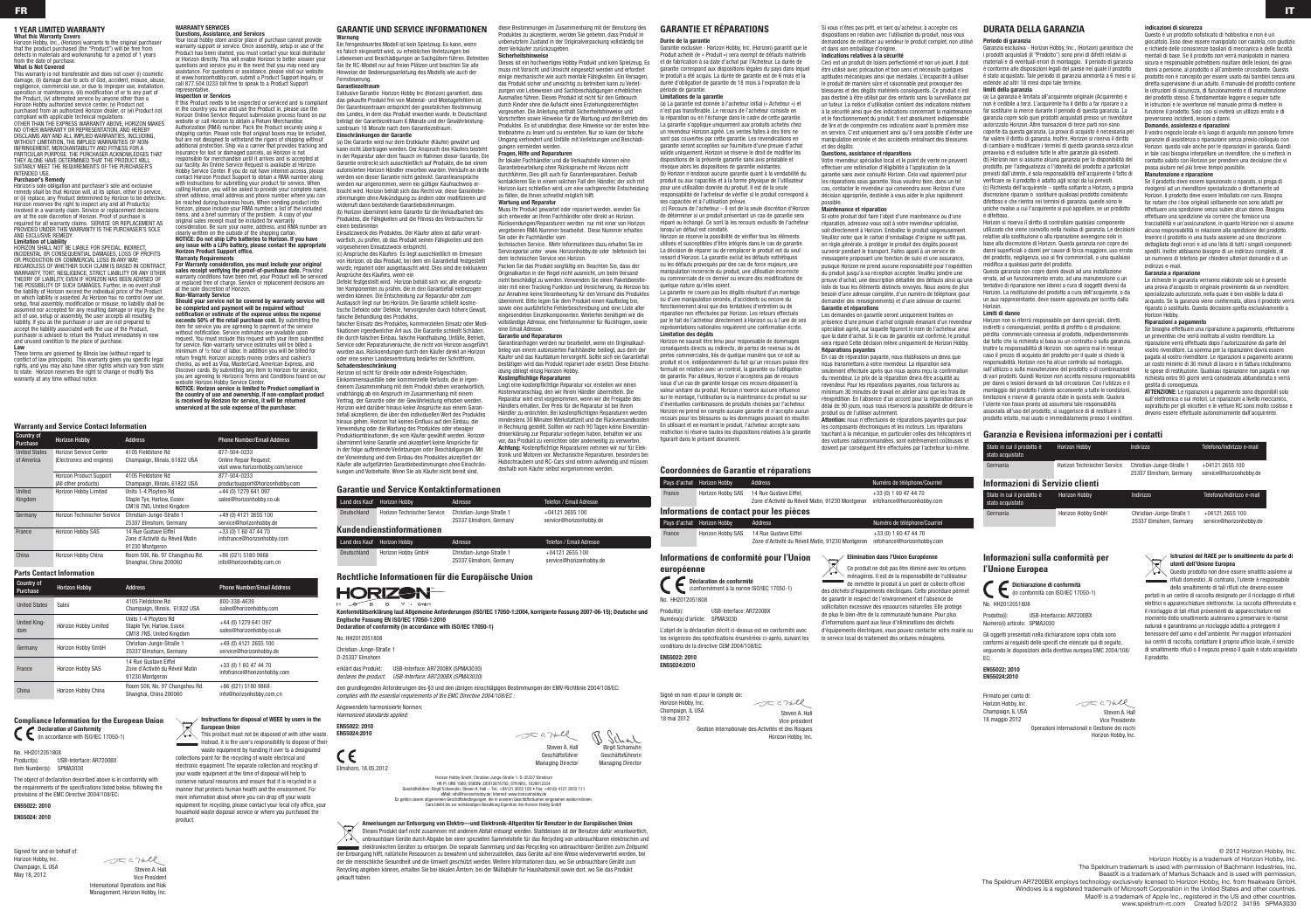FR

IT

## 1 YEAR LIMITED WARRANTY

**What this Warranty Covers**

Horizon Hobby, Inc., (Horizon) warrants to the original purchaser that the product purchased (the "Product") will be free from defects in materials and workmanship for a period of 1 years from the date of purchase.

**What is Not Covered**

This warranty is not transferable and does not cover (i) cosmetic damage, (ii) damage due to acts of God, accident, misuse, abuse, negligence, commercial use, or due to improper use, installation, operation or maintenance, (iii) modification of or to any part of the Product, (iv) attempted service by anyone other than a Horizon Hobby authorized service center, (v) Product not purchased from an authorized Horizon dealer, or (vi) Product not compliant with applicable technical regulations.

OTHER THAN THE EXPRESS WARRANTY ABOVE, HORIZON MAKES NO OTHER WARRANTY OR REPRESENTATION, AND HEREBY DISCLAIMS ANY AND ALL IMPLIED WARRANTIES, INCLUDING, WITHOUT LIMITATION, THE IMPLIED WARRANTIES OF NON-INFRINGEMENT, MERCHANTABILITY AND FITNESS FOR A PARTICULAR PURPOSE. THE PURCHASER ACKNOWLEDGES THAT THEY ALONE HAVE DETERMINED THAT THE PRODUCT WILL SUITABLY MEET THE REQUIREMENTS OF THE PURCHASER'S INTENDED USE.

**Purchaser's Remedy**

Horizon's sole obligation and purchaser's sole and exclusive remedy shall be that Horizon will, at its option, either (i) service, or (ii) replace, any Product determined by Horizon to be defective. Horizon reserves the right to inspect any and all Product(s) involved in a warranty claim. Service or replacement decisions are at the sole discretion of Horizon. Proof of purchase is required for all warranty claims. SERVICE OR REPLACEMENT AS PROVIDED UNDER THIS WARRANTY IS THE PURCHASER'S SOLE AND EXCLUSIVE REMEDY.

**Limitation of Liability**

HORIZON SHALL NOT BE LIABLE FOR SPECIAL, INDIRECT, INCIDENTAL OR CONSEQUENTIAL DAMAGES, LOSS OF PROFITS OR PRODUCTION OR COMMERCIAL LOSS IN ANY WAY, REGARDLESS OF WHETHER SUCH CLAIM IS BASED IN CONTRACT, WARRANTY, TORT, NEGLIGENCE, STRICT LIABILITY OR ANY OTHER THEORY OF LIABILITY, EVEN IF HORIZON HAS BEEN ADVISED OF THE POSSIBILITY OF SUCH DAMAGES. Further, in no event shall the liability of Horizon exceed the individual price of the Product on which liability is asserted. As Horizon has no control over use, setup, final assembly, modification or misuse, no liability shall be assumed nor accepted for any resulting damage or injury. By the act of use, setup or assembly, the user accepts all resulting liability. If you as the purchaser or user are not prepared to accept the liability associated with the use of the Product, purchaser is advised to return the Product immediately in new and unused condition to the place of purchase.

**Law**

These terms are governed by Illinois law (without regard to conflict of law principals). This warranty gives you specific legal rights, and you may also have other rights which vary from state to state. Horizon reserves the right to change or modify this warranty at any time without notice.

## WARRANTY SERVICES

**Questions, Assistance, and Services**

Your local hobby store and/or place of purchase cannot provide warranty support or service. Once assembly, setup or use of the Product has been started, you must contact your local distributor or Horizon directly. This will enable Horizon to better answer your questions and service you in the event that you may need any assistance. For questions or assistance, please visit our website at www.horizonhobby.com, submit a Product Support Inquiry, or call 877.504.0233 toll free to speak to a Product Support representative.

**Inspection or Services**

If this Product needs to be inspected or serviced and is compliant in the country you live and use the Product in, please use the Horizon Online Service Request submission process found on our website or call Horizon to obtain a Return Merchandise Authorization (RMA) number. Pack the Product securely using a shipping carton. Please note that original boxes may be included, but are not designed to withstand the rigors of shipping without additional protection. Ship via a carrier that provides tracking and insurance for lost or damaged parcels, as Horizon is not responsible for merchandise until it arrives and is accepted at our facility. An Online Service Request is available at Horizon Hobby Service Center. If you do not have internet access, please contact Horizon Product Support to obtain a RMA number along with instructions for submitting your product for service. When calling Horizon, you will be asked to provide your complete name, street address, email address and phone number where you can be reached during business hours. When sending product into Horizon, please include your RMA number, a list of the included items, and a brief summary of the problem. A copy of your original sales receipt must be included for warranty consideration. Be sure your name, address, and RMA number are clearly written on the outside of the shipping carton.

**NOTICE: Do not ship LiPo batteries to Horizon. If you have any issue with a LiPo battery, please contact the appropriate Horizon Product Support office.**

**Warranty Requirements**

**For Warranty consideration, you must include your original sales receipt verifying the proof-of-purchase date.** Provided warranty conditions have been met, your Product will be serviced or replaced free of charge. Service or replacement decisions are at the sole discretion of Horizon.

**Non-Warranty Service**

**Should your service not be covered by warranty service will be completed and payment will be required without notification or estimate of the expense unless the expense exceeds 50% of the retail purchase cost.** By submitting the item for service you are agreeing to payment of the service without notification. Service estimates are available upon request. You must include this request with your item submitted for service. Non-warranty service estimates will be billed a minimum of ½ hour of labor. In addition you will be billed for return freight. Horizon accepts money orders and cashier's checks, as well as Visa, MasterCard, American Express, and Discover cards. By submitting any item to Horizon for service, you are agreeing to Horizon's Terms and Conditions found on our website Horizon Hobby Service Center.

**NOTICE: Horizon service is limited to Product compliant in the country of use and ownership. If non-compliant product is received by Horizon for service, it will be returned unserviced at the sole expense of the purchaser.**

### Warranty and Service Contact Information

| Country of Purchase | Horizon Hobby | Address | Phone Number/Email Address |
|---|---|---|---|
| United States of America | Horizon Service Center (Electronics and engines) | 4105 Fieldstone Rd Champaign, Illinois, 61822 USA | 877-504-0233 Online Repair Request: visit www.horizonhobby.com/service |
| | Horizon Product Support (All other products) | 4105 Fieldstone Rd Champaign, Illinois, 61822 USA | 877-504-0233 productsupport@horizonhobby.com |
| United Kingdom | Horizon Hobby Limited | Units 1-4 Ployters Rd Staple Tye, Harlow, Essex CM18 7NS, United Kingdom | +44 (0) 1279 641 097 sales@horizonhobby.co.uk |
| Germany | Horizon Technischer Service | Christian-Junge-Straße 1 25337 Elmshorn, Germany | +49 (0) 4121 2655 100 service@horizonhobby.de |
| France | Horizon Hobby SAS | 14 Rue Gustave Eiffel Zone d'Activité du Réveil Matin 91230 Montgeron | +33 (0) 1 60 47 44 70 infofrance@horizonhobby.com |
| China | Horizon Hobby China | Room 506, No. 97 Changshou Rd. Shanghai, China 200060 | +86 (021) 5180 9868 info@horizonhobby.com.cn |

### Parts Contact Information

| Country of Purchase | Horizon Hobby | Address | Phone Number/Email Address |
|---|---|---|---|
| United States | Sales | 4105 Fieldstone Rd Champaign, Illinois, 61822 USA | 800-338-4639 sales@horizonhobby.com |
| United Kingdom | Horizon Hobby Limited | Units 1-4 Ployters Rd Staple Tye, Harlow, Essex CM18 7NS, United Kingdom | +44 (0) 1279 641 097 sales@horizonhobby.co.uk |
| Germany | Horizon Hobby GmbH | Christian-Junge-Straße 1 25337 Elmshorn, Germany | +49 (0) 4121 2655 100 service@horizonhobby.de |
| France | Horizon Hobby SAS | 14 Rue Gustave Eiffel Zone d'Activité du Réveil Matin 91230 Montgeron | +33 (0) 1 60 47 44 70 infofrance@horizonhobby.com |
| China | Horizon Hobby China | Room 506, No. 97 Changshou Rd. Shanghai, China 200060 | +86 (021) 5180 9868 info@horizonhobby.com.cn |

### Compliance Information for the European Union

**Declaration of Conformity** (in accordance with ISO/IEC 17050-1)

No. HH2012051808

Product(s): USB-Interface: AR7200BX
Item Number(s): SPMA3030

The object of declaration described above is in conformity with the requirements of the specifications listed below, following the provisions of the EMC Directive 2004/108/EC:

**EN55022: 2010**
**EN55024: 2010**

Signed for and on behalf of:
Horizon Hobby, Inc.
Champaign, IL USA
May 18, 2012

Steven A. Hall
Vice President
International Operations and Risk Management, Horizon Hobby, Inc.

**Instructions for disposal of WEEE by users in the European Union**

This product must not be disposed of with other waste. Instead, it is the user's responsibility to dispose of their waste equipment by handing it over to a designated collections point for the recycling of waste electrical and electronic equipment. The separate collection and recycling of your waste equipment at the time of disposal will help to conserve natural resources and ensure that it is recycled in a manner that protects human health and the environment. For more information about where you can drop off your waste equipment for recycling, please contact your local city office, your household waste disposal service or where you purchased the product.

## GARANTIE UND SERVICE INFORMATIONEN

**Warnung**

Ein ferngesteuertes Modell ist kein Spielzeug. Es kann, wenn es falsch eingesetzt wird, zu erheblichen Verletzungen bei Lebewesen und Beschädigungen an Sachgütern führen. Betreiben Sie Ihr RC-Modell nur auf freien Plätzen und beachten Sie alle Hinweise der Bedienungsanleitung des Modells wie auch der Fernsteuerung.

**Garantiezeitraum**

Exklusive Garantie Horizon Hobby Inc (Horizon) garantiert, dass das gekaufte Produkt frei von Material- und Montagefehlern ist. Der Garantiezeitraum entspricht den gesetzlichen Bestimmung des Landes, in dem das Produkt erworben wurde. In Deutschland beträgt der Garantiezeitraum 6 Monate und der Gewährleistungszeitraum 18 Monate nach dem Garantiezeitraum.

**Einschränkungen der Garantie**

(a) Die Garantie wird nur dem Erstkäufer (Käufer) gewährt und kann nicht übertragen werden. Der Anspruch des Käufers besteht in der Reparatur oder dem Tausch im Rahmen dieser Garantie. Die Garantie erstreckt sich ausschließlich auf Produkte, die bei einem autorisierten Horizon Händler erworben wurden. Verkäufe an dritte werden von dieser Garantie nicht gedeckt. Garantieansprüche werden nur angenommen, wenn ein gültiger Kaufnachweis erbracht wird. Horizon behält sich das Recht vor, diese Garantiebestimmungen ohne Ankündigung zu ändern oder modifizieren und widerruft dann bestehende Garantiebestimmungen.

(b) Horizon übernimmt keine Garantie für die Verkaufbarkeit des Produktes, die Fähigkeiten und die Fitness des Verbrauchers für einen bestimmten Einsatzzweck des Produktes. Der Käufer allein ist dafür verantwortlich, zu prüfen, ob das Produkt seinen Fähigkeiten und dem vorgesehenen Einsatzzweck entspricht.

(c) Ansprüche des Käufers Es liegt ausschließlich im Ermessen von Horizon, ob das Produkt, bei dem ein Garantiefall festgestellt wurde, repariert oder ausgetauscht wird. Dies sind die exklusiven Ansprüche des Käufers, wenn ein Defekt festgestellt wird. Horizon behält sich vor, alle eingesetzten Komponenten zu prüfen, die in den Garantiefall einbezogen werden können. Die Entscheidung zur Reparatur oder zum Austausch liegt nur bei Horizon. Die Garantie schließt kosmetische Defekte oder Defekte, hervorgerufen durch höhere Gewalt, falsche Behandlung des Produktes, falscher Einsatz des Produktes, kommerziellen Einsatz oder Modifikationen irgendwelcher Art aus. Die Garantie schließt Schäden, die durch falschen Einbau, falsche Handhabung, Unfälle, Betrieb, Service oder Reparaturversuche, die nicht von Horizon ausgeführt wurden aus. Rücksendungen durch den Käufer direkt an Horizon oder eine seiner Landesvertretung bedürfen der Schriftform.

**Schadensbeschränkung**

Horizon ist nicht für direkte oder indirekte Folgeschäden, Einkommensausfälle oder kommerzielle Verluste, die in irgendeinem Zusammenhang mit dem Produkt stehen verantwortlich, unabhängig ab ein Anspruch im Zusammenhang mit einem Vertrag, der Garantie oder der Gewährleistung erhoben werden. Horizon wird darüber hinaus keine Ansprüche aus einem Garantiefall akzeptieren, die über den individuellen Wert des Produktes hinaus gehen. Horizon hat keinen Einfluss auf den Einbau, die Verwendung oder die Wartung des Produktes oder etwaiger Produktkombinationen, die vom Käufer gewählt werden. Horizon übernimmt keine Garantie und akzeptiert keine Ansprüche für in der folge auftretende Verletzungen oder Beschädigungen. Mit der Verwendung und dem Einbau des Produktes akzeptiert der Käufer alle aufgeführten Garantiebestimmungen ohne Einschränkungen und Vorbehalte. Wenn Sie als Käufer nicht bereit sind, diese Bestimmungen im Zusammenhang mit der Benutzung des Produktes zu akzeptieren, werden Sie gebeten, dass Produkt in unbenutztem Zustand in der Originalverpackung vollständig bei dem Verkäufer zurückzugeben.

**Sicherheitshinweise**

Dieses ist ein hochwertiges Hobby Produkt und kein Spielzeug. Es muss mit Vorsicht und Umsicht eingesetzt werden und erfordert einige mechanische wie auch mentale Fähigkeiten. Ein Versagen, das Produkt sicher und umsichtig zu betreiben kann zu Verletzungen von Lebewesen und Sachbeschädigungen erheblichen Ausmaßes führen. Dieses Produkt ist nicht für den Gebrauch durch Kinder ohne die Aufsicht eines Erziehungsberechtigten vorgesehen. Die Anleitung enthält Sicherheitshinweise und Vorschriften sowie Hinweise für die Wartung und den Betrieb des Produktes. Es ist unabdingbar, diese Hinweise vor der ersten Inbetriebnahme zu lesen und zu verstehen. Nur so kann der falsche Umgang verhindert und Unfälle mit Verletzungen und Beschädigungen vermieden werden.

**Fragen, Hilfe und Reparaturen**

Ihr lokaler Fachhändler und die Verkaufstelle können eine Garantiebeurteilung ohne Rücksprache mit Horizon nicht durchführen. Dies gilt auch für Garantiereparaturen. Deshalb kontaktieren Sie in einem solchen Fall den Händler, der sich mit Horizon kurz schließen wird, um eine sachgerechte Entscheidung zu fällen, die Ihnen schnellst möglich hilft.

**Wartung und Reparatur**

Muss Ihr Produkt gewartet oder repariert werden, wenden Sie sich entweder an Ihren Fachhändler oder direkt an Horizon. Rücksendungen/Reparaturen werden nur mit einer von Horizon vergebenen RMA Nummer bearbeitet. Diese Nummer erhalten Sie oder ihr Fachhändler vom technischen Service. Mehr Informationen dazu erhalten Sie im Serviceportal unter www. Horizonhobby.de oder telefonisch bei dem technischen Service von Horizon.

Packen Sie das Produkt sorgfältig ein. Beachten Sie, dass der Originalkarton in der Regel nicht ausreicht, um beim Versand nicht beschädigt zu werden. Verwenden Sie einen Paketdienstleister mit einer Tracking Funktion und Versicherung, da Horizon bis zur Annahme keine Verantwortung für den Versand des Produktes übernimmt. Bitte legen Sie dem Produkt einen Kaufbeleg bei, sowie eine ausführliche Fehlerbeschreibung und eine Liste aller eingesendeten Einzelkomponenten. Weiterhin benötigen wir die vollständige Adresse, eine Telefonnummer für Rückfragen, sowie eine Email Adresse.

**Garantie und Reparaturen**

Garantieanfragen werden nur bearbeitet, wenn ein Originalkaufbeleg von einem autorisierten Fachhändler beiliegt, aus dem der Käufer und das Kaufdatum hervorgeht. Sollte sich ein Garantiefall bestätigen wird das Produkt repariert oder ersetzt. Diese Entscheidung obliegt einzig Horizon Hobby.

**Kostenpflichtige Reparaturen**

Liegt eine kostenpflichtige Reparatur vor, erstellen wir einen Kostenvoranschlag, den wir Ihrem Händler übermitteln. Die Reparatur wird erst vorgenommen, wenn wir die Freigabe des Händlers erhalten. Der Preis für die Reparatur ist bei Ihrem Händler zu entrichten. Bei kostenpflichtigen Reparaturen werden mindestens 30 Minuten Werkstattzeit und die Rückversandkosten in Rechnung gestellt. Sollten wir nach 90 Tagen keine Einverständniserklärung zur Reparatur vorliegen haben, behalten wir uns vor, das Produkt zu vernichten oder anderweitig zu verwerten.

**Achtung:** Kostenpflichtige Reparaturen nehmen wir nur für Elektronik und Motoren vor. Mechanische Reparaturen, besonders bei Hubschraubern und RC-Cars sind extrem aufwendig und müssen deshalb vom Käufer selbst vorgenommen werden.

### Garantie und Service Kontaktinformationen

| Land des Kauf | Horizon Hobby | Adresse | Telefon / Email Adresse |
|---|---|---|---|
| Deutschland | Horizon Technischer Service | Christian-Junge-Straße 1 25337 Elmshorn, Germany | +04121 2655 100 service@horizonhobby.de |

### Kundendienstinformationen

| Land des Kauf | Horizon Hobby | Adresse | Telefon / Email Adresse |
|---|---|---|---|
| Deutschland | Horizon Hobby GmbH | Christian-Junge-Straße 1 25337 Elmshorn, Germany | +04121 2655 100 service@horizonhobby.de |

### Rechtliche Informationen für die Europäische Union

HORIZON HOBBY GmbH

**Konformitätserklärung laut Allgemeine Anforderungen (ISO/IEC 17050-1:2004, korrigierte Fassung 2007-06-15); Deutsche und Englische Fassung EN ISO/IEC 17050-1:2010**
**Declaration of conformity (in accordance with ISO/IEC 17050-1)**

No. HH2012051808

Christian-Junge-Straße 1
D-25337 Elmshorn

erklärt das Produkt: USB-Interface: AR7200BX (SPMA3030)
*declares the product: USB-Interface: AR7200BX (SPMA3030)*

den grundlegenden Anforderungen des §3 und den übrigen einschlägigen Bestimmungen der EMV-Richtlinie 2004/108/EC:
*complies with the essential requirements of the EMC Directive 2004/108/EC :*

Angewendete harmonisierte Normen:
*Harmonized standards applied:*

**EN55022: 2010**
**EN55024:2010**

Elmshorn, 18.05.2012

Steven A. Hall
Geschäftsführer
Managing Director

Birgit Schamuhn
Geschäftsführerin
Managing Director

Horizon Hobby GmbH; Christian-Junge-Straße 1; D-25337 Elmshorn
HR Pi: HRB 1909; UStIDNr.:DE812678792; STR.NR.: 1829812324
Geschäftsführer: Birgit Schamuhn, Steven A. Hall -- Tel.: +49 (0) 4121 2655 100 • Fax: +49 (0) 4121 2655 111
eMail: info@horizonhobby.de; Internet: www.horizonhobby.de
Es gelten unsere allgemeinen Geschäftsbedingungen, die in unseren Geschäftsräumen eingesehen werden können.
Ware bleibt bis zur vollständigen Bezahlung Eigentum der Horizon Hobby GmbH

**Anweisungen zur Entsorgung von Elektro—und Elektronik-Altgeräten für Benutzer in der Europäischen Union**

Dieses Produkt darf nicht zusammen mit anderem Abfall entsorgt werden. Stattdessen ist der Benutzer dafür verantwortlich, unbrauchbare Geräte durch Abgabe bei einer speziellen Sammelstelle für das Recycling von unbrauchbaren elektrischen und elektronischen Geräten zu entsorgen. Die separate Sammlung und das Recycling von unbrauchbaren Geräten zum Zeitpunkt der Entsorgung hilft, natürliche Ressourcen zu bewahren und sicherzustellen, dass Geräte auf eine Weise wiederverwertet werden, bei der die menschliche Gesundheit und die Umwelt geschützt werden. Weitere Informationen dazu, wo Sie unbrauchbare Geräte zum Recycling abgeben können, erhalten Sie bei Ihrem lokalen Ämtern, bei der Müllabfuhr für Haushaltsmüll sowie dort, wo Sie das Produkt gekauft haben.

## GARANTIE ET RÉPARATIONS

**Durée de la garantie**

Garantie exclusive - Horizon Hobby, Inc. (Horizon) garantit que le Produit acheté (le « Produit ») sera exempt de défauts matériels et de fabrication à sa date d'achat par l'Acheteur. La durée de garantie correspond aux dispositions légales du pays dans lequel le produit a été acquis. La durée de garantie est de 6 mois et la durée d'obligation de garantie de 18 mois à l'expiration de la période de garantie.

**Limitations de la garantie**

(a) La garantie est donnée à l'acheteur initial (« Acheteur ») et n'est pas transférable. Le recours de l'acheteur consiste en la réparation ou en l'échange dans le cadre de cette garantie. La garantie s'applique uniquement aux produits achetés chez un revendeur Horizon agréé. Les ventes faites à des tiers ne sont pas couvertes par cette garantie. Les revendications en garantie seront acceptées sur fourniture d'une preuve d'achat valide uniquement. Horizon se réserve le droit de modifier les dispositions de la présente garantie sans avis préalable et révoque alors les dispositions de garantie existantes.

(b) Horizon n'endosse aucune garantie quant à la vendabilité du produit ou aux capacités et à la forme physique de l'utilisateur pour une utilisation donnée du produit. Il est de la seule responsabilité de l'acheteur de vérifier si le produit correspond à ses capacités et à l'utilisation prévue.

(c) Recours de l'acheteur – Il est de la seule discrétion d'Horizon de déterminer si un produit présentant un cas de garantie sera réparé ou échangé. Ce sont là les recours exclusifs de l'acheteur lorsqu'un défaut est constaté.

Horizon se réserve la possibilité de vérifier tous les éléments utilisés et susceptibles d'être intégrés dans le cas de garantie. La décision de réparer ou de remplacer le produit est du seul ressort d'Horizon. La garantie exclut les défauts esthétiques ou les défauts provoqués par des cas de force majeure, une manipulation incorrecte du produit, une utilisation incorrecte ou commerciale de ce dernier ou encore des modifications de quelque nature qu'elles soient.

La garantie ne couvre pas les dégâts résultant d'un montage ou d'une manipulation erronés, d'accidents ou encore du fonctionnement ainsi que des tentatives d'entretien ou de réparation non effectuées par Horizon. Les retours effectués par le fait de l'acheteur directement à Horizon ou à l'une de ses représentations nationales requièrent une confirmation écrite.

**Limitation des dégâts**

Horizon ne saurait être tenu pour responsable de dommages conséquents directs ou indirects, de pertes de revenus ou de pertes commerciales, liés de quelque manière que ce soit au produit et ce, indépendamment du fait qu'un recours puisse être formulé en relation avec un contrat, la garantie ou l'obligation de garantie. Par ailleurs, Horizon n'acceptera pas de recours issus d'un cas de garantie lorsque ces recours dépassent la valeur unitaire du produit. Horizon n'exerce aucune influence sur le montage, l'utilisation ou la maintenance du produit ou sur d'éventuelles combinaisons de produits choisies par l'acheteur. Horizon ne prend en compte aucune garantie et n'accepte aucun recours pour les blessures ou les dommages pouvant en résulter. En utilisant et en montant le produit, l'acheteur accepte sans restriction ni réserve toutes les dispositions relatives à la garantie figurant dans le présent document.

Si vous n'êtes pas prêt, en tant qu'acheteur, à accepter ces dispositions en relation avec l'utilisation du produit, nous vous demandons de restituer au vendeur le produit complet, non utilisé et dans son emballage d'origine.

**Indications relatives à la sécurité**

Ceci est un produit de loisirs perfectionné et non un jouet. Il doit être utilisé avec précaution et bon sens et nécessite quelques aptitudes mécaniques ainsi que mentales. L'incapacité à utiliser le produit de manière sûre et raisonnable peut provoquer des blessures et des dégâts matériels conséquents. Ce produit n'est pas destiné à être utilisé par des enfants sans la surveillance par un tuteur. La notice d'utilisation contient des indications relatives à la sécurité ainsi que des indications concernant la maintenance et le fonctionnement du produit. Il est absolument indispensable de lire et de comprendre ces indications avant la première mise en service. C'est uniquement ainsi qu'il sera possible d'éviter une manipulation erronée et des accidents entraînant des blessures et des dégâts.

**Questions, assistance et réparations**

Votre revendeur spécialisé local et le point de vente ne peuvent effectuer une estimation d'éligibilité à l'application de la garantie sans avoir consulté Horizon. Cela vaut également pour les réparations sous garantie. Vous voudrez bien, dans un tel cas, contacter le revendeur qui conviendra avec Horizon d'une décision appropriée, destinée à vous aider le plus rapidement possible.

**Maintenance et réparation**

Si votre produit doit faire l'objet d'une maintenance ou d'une réparation, adressez-vous soit à votre revendeur spécialisé, soit directement à Horizon. Emballez le produit soigneusement. Veuillez noter que le carton d'emballage d'origine ne suffit pas, en règle générale, à protéger le produit des dégâts pouvant survenir pendant le transport. Faites appel à un service de messagerie proposant une fonction de suivi et une assurance, puisque Horizon ne prend aucune responsabilité pour l'expédition du produit jusqu'à sa réception acceptée. Veuillez joindre une preuve d'achat, une description détaillée des défauts ainsi qu'une liste de tous les éléments distincts envoyés. Nous avons de plus besoin d'une adresse complète, d'un numéro de téléphone (pour demander des renseignements) et d'une adresse de courriel.

**Garantie et réparations**

Les demandes en garantie seront uniquement traitées en présence d'une preuve d'achat originale émanant d'un revendeur spécialisé agréé, sur laquelle figurent le nom de l'acheteur ainsi que la date d'achat. Si le cas de garantie est confirmé, le produit sera réparé Cette décision relève uniquement de Horizon Hobby.

**Réparations payantes**

En cas de réparation payante, nous établissons un devis que nous transmettons à votre revendeur. La réparation sera seulement effectuée après que nous ayons reçu la confirmation du revendeur. Le prix de la réparation devra être acquitté au revendeur. Pour les réparations payantes, nous facturons au minimum 30 minutes de travail en atelier ainsi que les frais de réexpédition. En l'absence d'un accord pour la réparation dans un délai de 90 jours, nous nous réservons la possibilité de détruire le produit ou de l'utiliser autrement.

**Attention:** nous n'effectuons de réparations payantes que pour les composants électroniques et les moteurs. Les réparations touchant à la mécanique, en particulier celles des hélicoptères et des voitures radiocommandées, sont extrêmement coûteuses et doivent par conséquent être effectuées par l'acheteur lui-même.

### Coordonnées de Garantie et réparations

| Pays d'achat | Horizon Hobby | Address | Numéro de téléphone/Courriel |
|---|---|---|---|
| France | Horizon Hobby SAS | 14 Rue Gustave Eiffel, Zone d'Activité du Réveil Matin, 91230 Montgeron | +33 (0) 1 60 47 44 70 infofrance@horizonhobby.com |

### Informations de contact pour les pièces

| Pays d'achat | Horizon Hobby | Address | Numéro de téléphone/Courriel |
|---|---|---|---|
| France | Horizon Hobby SAS | 14 Rue Gustave Eiffel, Zone d'Activité du Réveil Matin, 91230 Montgeron | +33 (0) 1 60 47 44 70 infofrance@horizonhobby.com |

### Informations de conformité pour l'Union européenne

**Déclaration de conformité** (conformément à la norme ISO/IEC 17050-1)

No. HH2012051808

Produit(s): USB-Interface: AR7200BX
Numéro(s) d'article: SPMA3030

L'objet de la déclaration décrit ci-dessus est en conformité avec les exigences des spécifications énumérées ci-après, suivant les conditions de la directive CEM 2004/108/EC:

**EN55022: 2010**
**EN55024:2010**

Signé en nom et pour le compte de:
Horizon Hobby, Inc.
Champaign, IL USA
18 mai 2012

Steven A. Hall
Vice-président
Gestion Internationale des Activités et des Risques
Horizon Hobby, Inc.

**Elimination dans l'Union Européenne**

Ce produit ne doit pas être éliminé avec les ordures ménagères. Il est de la responsabilité de l'utilisateur de remettre le produit à un point de collecte officiel des déchets d'équipements électriques. Cette procédure permet de garantir le respect de l'environnement et l'absence de sollicitation excessive des ressources naturelles. Elle protège de plus le bien-être de la communauté humaine. Pour plus d'informations quant aux lieux d'éliminations des déchets d'équipements électriques, vous pouvez contacter votre mairie ou le service local de traitement des ordures ménagères.

## DURATA DELLA GARANZIA

**Periodo di garanzia**

Garanzia esclusiva - Horizon Hobby, Inc., (Horizon) garantisce che i prodotti acquistati (il "Prodotto") sono privi di difetti relativi ai materiali e di eventuali errori di montaggio. Il periodo di garanzia è conforme alle disposizioni legali del paese nel quale il prodotto è stato acquistato. Tale periodo di garanzia ammonta a 6 mesi e si estende ad altri 18 mesi dopo tale termine.

**Limiti della garanzia**

(a) La garanzia è limitata all'acquirente originale (Acquirente) e non è cedibile a terzi. L'acquirente ha il diritto a far riparare o a far sostituire la merce durante il periodo di questa garanzia. La garanzia copre solo quei prodotti acquistati presso un rivenditore autorizzato Horizon. Altre transazioni di terze parti non sono coperte da questa garanzia. La prova di acquisto è necessaria per far valere il diritto di garanzia. Inoltre, Horizon si riserva il diritto di cambiare o modificare i termini di questa garanzia senza alcun preavviso e di escludere tutte le altre garanzie già esistenti.

(b) Horizon non si assume alcuna garanzia per la disponibilità del prodotto, per l'adeguatezza o l'idoneità del prodotto a particolari previsti dall'utente. è sola responsabilità dell'acquirente il fatto di verificare se il prodotto è adatto agli scopi da lui previsti.

(c) Richiesta dell'acquirente – spetta soltanto a Horizon, a propria discrezione riparare o sostituire qualsiasi prodotto considerato difettoso e che rientra nei termini di garanzia. queste sono le uniche rivalse a cui l'acquirente si può appellare, se un prodotto è difettoso.

Horizon si riserva il diritto di controllare qualsiasi componente utilizzato che viene coinvolto nella rivalsa di garanzia. Le decisioni relative alla sostituzione o alla riparazione avvengono solo in base alla discrezione di Horizon. Questa garanzia non copre dei danni superficiali o danni per cause di forza maggiore, uso errato del prodotto, negligenza, uso ai fini commerciali, o una qualsiasi modifica a qualsiasi parte del prodotto.

Questa garanzia non copre danni dovuti ad una installazione errata, ad un funzionamento errato, ad una manutenzione o un tentativo di riparazione non idonei a cura di soggetti diversi da Horizon. La restituzione del prodotto a cura dell'acquirente, o da un suo rappresentante, deve essere approvata per iscritto dalla Horizon.

**Limiti di danno**

Horizon non si riterrà responsabile per danni speciali, diretti, indiretti o consequenziali; perdita di profitto o di produzione; perdita commerciale connessa al prodotto, indipendentemente dal fatto che la richiesta si basa su un contratto o sulla garanzia. Inoltre la responsabilità di Horizon non supera mai in nessun caso il prezzo di acquisto del prodotto per il quale si chiede la responsabilità. Horizon non ha alcun controllo sul montaggio, sull'utilizzo o sulla manutenzione del prodotto o di combinazioni di vari prodotti. Quindi Horizon non accetta nessuna responsabilità per danni o lesioni derivanti da tali circostanze. Con l'utilizzo e il montaggio del prodotto l'utente acconsente a tutte le condizioni, limitazioni e riserve di garanzia citate in questa sede. Qualora l'utente non fosse pronto ad assumersi tale responsabilità associata all'uso del prodotto, si suggerisce di di restituire il prodotto intatto, mai usato e immediatamente presso il venditore.

**Indicazioni di sicurezza**

Questo è un prodotto sofisticato di hobbistica e non è un giocattolo. Esso deve essere manipolato con cautela, con giudizio e richiede delle conoscenze basilari di meccanica e delle facoltà mentali di base. Se il prodotto non verrà manipolato in maniera sicura e responsabile potrebbero risultare delle lesioni, dei gravi danni a persone, al prodotto o all'ambiente circostante. Questo prodotto non è concepito per essere usato dai bambini senza una diretta supervisione di un adulto. Il manuale del prodotto contiene le istruzioni di sicurezza, di funzionamento e di manutenzione del prodotto stesso. È fondamentale leggere e seguire tutte le istruzioni e le avvertenze nel manuale prima di mettere in funzione il prodotto. Solo così si eviterà un utilizzo errato e di preservare incidenti, lesioni o danni.

**Domande, assistenza e riparazioni**

Il vostro negozio locale e/o luogo di acquisto non possono fornire garanzie di assistenza o riparazione senza previo colloquio con Horizon. questo vale anche per le riparazioni in garanzia. Quindi in tale casi bisogna interpellare un rivenditore, che si metterà in contatto subito con Horizon per prendere una decisione che vi possa aiutare nel più breve tempo possibile.

**Manutenzione e riparazione**

Se il prodotto deve essere ispezionato o riparato, si prega di rivolgersi ad un rivenditore specializzato o direttamente ad Horizon. il prodotto deve essere Imballato con cura. Bisogna far notare che i box originali solitamente non sono adatti per effettuare una spedizione senza subire alcun danno. Bisogna effettuare una spedizione via corriere che fornisce una tracciabilità e un'assicurazione, in quanto Horizon non si assume alcuna responsabilità in relazione alla spedizione del prodotto. Inserire il prodotto in una busta assieme ad una descrizione dettagliata degli errori e ad una lista di tutti i singoli componenti spediti. Inoltre abbiamo bisogno di un indirizzo completo, di un numero di telefono per chiedere ulteriori domande e di un indirizzo e-mail.

**Garanzia a riparazione**

Le richieste in garanzia verranno elaborate solo se è presente una prova d'acquisto in originale proveniente da un rivenditore specializzato autorizzato, nella quale è ben visibile la data di acquisto. Se la garanzia viene confermata, allora il prodotto verrà riparato o sostituito. Questa decisione spetta esclusivamente a Horizon Hobby.

**Riparazioni a pagamento**

Se bisogna effettuare una riparazione a pagamento, effettueremo un preventivo che verrà inoltrato al vostro rivenditore. La riparazione verrà effettuata dopo l'autorizzazione da parte del vostro rivenditore. La somma per la riparazione dovrà essere pagata al vostro rivenditore. Le riparazioni a pagamento avranno un costo minimo di 30 minuti di lavoro e in fattura includeranno le spese di restituzione. Qualsiasi riparazione non pagata e non richiesta entro 90 giorni verrà considerata abbandonata e verrà gestita di conseguenza.

**ATTENZIONE:** Le riparazioni a pagamento sono disponibili solo sull'elettronica e sui motori. Le riparazioni a livello meccanico, soprattutto per gli elicotteri e le vetture RC sono molto costose e devono essere effettuate autonomamente dall'acquirente.

### Garanzia e Revisiona informazioni per i contatti

| Stato in cui il prodotto è stato acquistato | Horizon Hobby | Indirizzo | Telefono/Indirizzo e-mail |
|---|---|---|---|
| Germania | Horizon Technischer Service | Christian-Junge-Straße 1 25337 Elmshorn, Germany | +04121 2655 100 service@horizonhobby.de |

### Informazioni di Servizio clienti

| Stato in cui il prodotto è stato acquistato | Horizon Hobby | Indirizzo | Telefono/Indirizzo e-mail |
|---|---|---|---|
| Germania | Horizon Hobby GmbH | Christian-Junge-Straße 1 25337 Elmshorn, Germany | +04121 2655 100 service@horizonhobby.de |

### Informazioni sulla conformità per l'Unione Europea

**Dichiarazione di conformità** (in conformità con ISO/IEC 17050-1)

No. HH2012051808

Prodotto(i): USB-Interfaccia: AR7200BX
Numero(i) articolo: SPMA3030

Gli oggetti presentati nella dichiarazione sopra citata sono conformi ai requisiti delle specifiche elencate qui di seguito, seguendo le disposizioni della direttiva europea EMC 2004/108/EC:

**EN55022: 2010**
**EN55024:2010**

Firmato per conto di:
Horizon Hobby, Inc.
Champaign, IL USA
18 maggio 2012

Steven A. Hall
Vice Presidente
Operazioni internazionali e Gestione dei rischi
Horizon Hobby, Inc.

**Istruzioni del RAEE per lo smaltimento da parte di utenti dell'Unione Europea**

Questo prodotto non deve essere smaltito assieme ai rifiuti domestici. Al contrario, l'utente è responsabile dello smaltimento di tali rifiuti che devono essere portati in un centro di raccolta designato per il riciclaggio di rifiuti elettrici e apparecchiature elettroniche. La raccolta differenziata e il riciclaggio di tali rifiuti provenienti da apparecchiature nel momento dello smaltimento aiuteranno a preservare le risorse naturali e garantiranno un riciclaggio adatto a proteggere il benessere dell'uomo e dell'ambiente. Per maggiori informazioni sui centri di raccolta, contattare il proprio ufficio locale, il servizio di smaltimento rifiuti o il negozio presso il quale è stato acquistato il prodotto.

© 2012 Horizon Hobby, Inc.
Horizon Hobby is a trademark of Horizon Hobby, Inc.
The Spektrum trademark is used with permission of Bachmann Industries, Inc.
BeastX is a trademark of Markus Schaack and is used with permission.
The Spektrum AR7200BX employs technology exclusively licensed to Horizon Hobby, Inc. from freakware GmbH.
Windows is a registered trademark of Microsoft Corporation in the United States and other countries.
Mac® is a trademark of Apple Inc., registered in the US and other countries.
www.spektrum-rc.com Created 5/2012 34195 SPMA3030